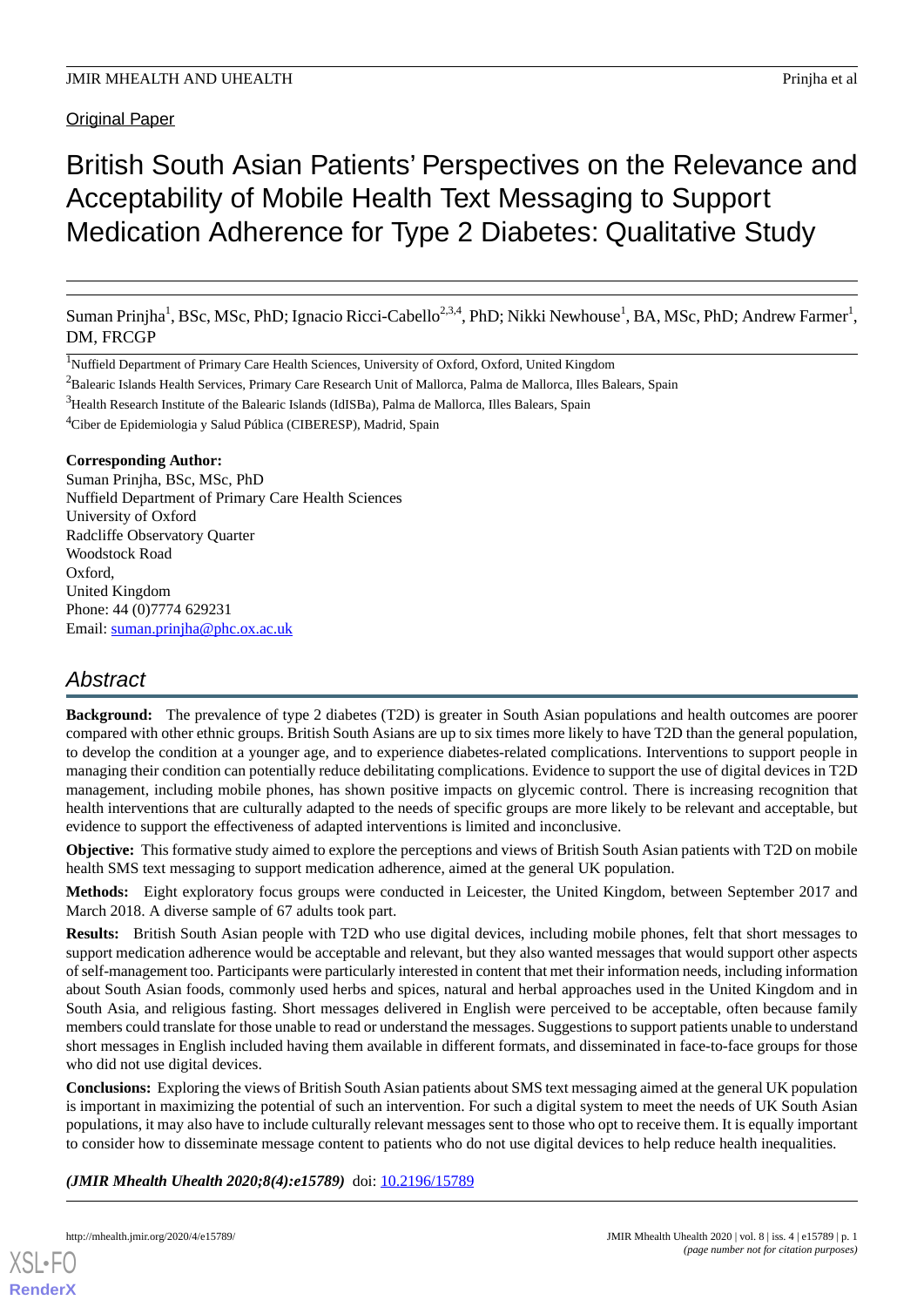Original Paper

# British South Asian Patients' Perspectives on the Relevance and Acceptability of Mobile Health Text Messaging to Support Medication Adherence for Type 2 Diabetes: Qualitative Study

Suman Prinjha[1], BSc, MSc, PhD; Ignacio Ricci-Cabello[2,3,4], PhD; Nikki Newhouse[1], BA, MSc, PhD; Andrew Farmer[1], DM, FRCGP

[1]Nuffield Department of Primary Care Health Sciences, University of Oxford, Oxford, United Kingdom

[2]Balearic Islands Health Services, Primary Care Research Unit of Mallorca, Palma de Mallorca, Illes Balears, Spain

[3]Health Research Institute of the Balearic Islands (IdISBa), Palma de Mallorca, Illes Balears, Spain

[4]Ciber de Epidemiologia y Salud Pública (CIBERESP), Madrid, Spain

**Corresponding Author:**
Suman Prinjha, BSc, MSc, PhD
Nuffield Department of Primary Care Health Sciences
University of Oxford
Radcliffe Observatory Quarter
Woodstock Road
Oxford,
United Kingdom
Phone: 44 (0)7774 629231
Email: suman.prinjha@phc.ox.ac.uk

## Abstract

**Background:** The prevalence of type 2 diabetes (T2D) is greater in South Asian populations and health outcomes are poorer compared with other ethnic groups. British South Asians are up to six times more likely to have T2D than the general population, to develop the condition at a younger age, and to experience diabetes-related complications. Interventions to support people in managing their condition can potentially reduce debilitating complications. Evidence to support the use of digital devices in T2D management, including mobile phones, has shown positive impacts on glycemic control. There is increasing recognition that health interventions that are culturally adapted to the needs of specific groups are more likely to be relevant and acceptable, but evidence to support the effectiveness of adapted interventions is limited and inconclusive.

**Objective:** This formative study aimed to explore the perceptions and views of British South Asian patients with T2D on mobile health SMS text messaging to support medication adherence, aimed at the general UK population.

**Methods:** Eight exploratory focus groups were conducted in Leicester, the United Kingdom, between September 2017 and March 2018. A diverse sample of 67 adults took part.

**Results:** British South Asian people with T2D who use digital devices, including mobile phones, felt that short messages to support medication adherence would be acceptable and relevant, but they also wanted messages that would support other aspects of self-management too. Participants were particularly interested in content that met their information needs, including information about South Asian foods, commonly used herbs and spices, natural and herbal approaches used in the United Kingdom and in South Asia, and religious fasting. Short messages delivered in English were perceived to be acceptable, often because family members could translate for those unable to read or understand the messages. Suggestions to support patients unable to understand short messages in English included having them available in different formats, and disseminated in face-to-face groups for those who did not use digital devices.

**Conclusions:** Exploring the views of British South Asian patients about SMS text messaging aimed at the general UK population is important in maximizing the potential of such an intervention. For such a digital system to meet the needs of UK South Asian populations, it may also have to include culturally relevant messages sent to those who opt to receive them. It is equally important to consider how to disseminate message content to patients who do not use digital devices to help reduce health inequalities.

***(JMIR Mhealth Uhealth 2020;8(4):e15789)*** doi: 10.2196/15789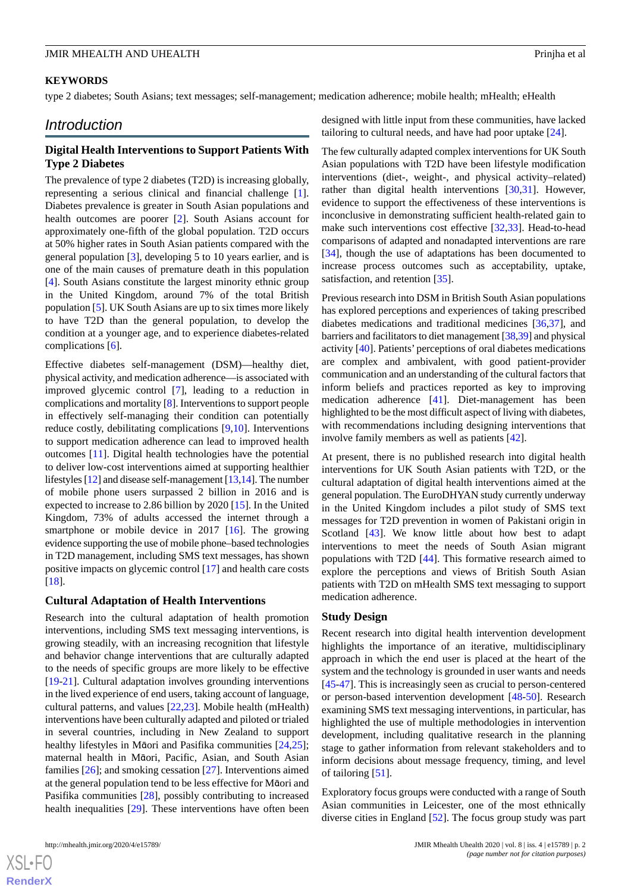**KEYWORDS**

type 2 diabetes; South Asians; text messages; self-management; medication adherence; mobile health; mHealth; eHealth

## Introduction

### Digital Health Interventions to Support Patients With Type 2 Diabetes

The prevalence of type 2 diabetes (T2D) is increasing globally, representing a serious clinical and financial challenge [1]. Diabetes prevalence is greater in South Asian populations and health outcomes are poorer [2]. South Asians account for approximately one-fifth of the global population. T2D occurs at 50% higher rates in South Asian patients compared with the general population [3], developing 5 to 10 years earlier, and is one of the main causes of premature death in this population [4]. South Asians constitute the largest minority ethnic group in the United Kingdom, around 7% of the total British population [5]. UK South Asians are up to six times more likely to have T2D than the general population, to develop the condition at a younger age, and to experience diabetes-related complications [6].

Effective diabetes self-management (DSM)—healthy diet, physical activity, and medication adherence—is associated with improved glycemic control [7], leading to a reduction in complications and mortality [8]. Interventions to support people in effectively self-managing their condition can potentially reduce costly, debilitating complications [9,10]. Interventions to support medication adherence can lead to improved health outcomes [11]. Digital health technologies have the potential to deliver low-cost interventions aimed at supporting healthier lifestyles [12] and disease self-management [13,14]. The number of mobile phone users surpassed 2 billion in 2016 and is expected to increase to 2.86 billion by 2020 [15]. In the United Kingdom, 73% of adults accessed the internet through a smartphone or mobile device in 2017 [16]. The growing evidence supporting the use of mobile phone–based technologies in T2D management, including SMS text messages, has shown positive impacts on glycemic control [17] and health care costs [18].

### Cultural Adaptation of Health Interventions

Research into the cultural adaptation of health promotion interventions, including SMS text messaging interventions, is growing steadily, with an increasing recognition that lifestyle and behavior change interventions that are culturally adapted to the needs of specific groups are more likely to be effective [19-21]. Cultural adaptation involves grounding interventions in the lived experience of end users, taking account of language, cultural patterns, and values [22,23]. Mobile health (mHealth) interventions have been culturally adapted and piloted or trialed in several countries, including in New Zealand to support healthy lifestyles in Māori and Pasifika communities [24,25]; maternal health in Māori, Pacific, Asian, and South Asian families [26]; and smoking cessation [27]. Interventions aimed at the general population tend to be less effective for Māori and Pasifika communities [28], possibly contributing to increased health inequalities [29]. These interventions have often been designed with little input from these communities, have lacked tailoring to cultural needs, and have had poor uptake [24].

The few culturally adapted complex interventions for UK South Asian populations with T2D have been lifestyle modification interventions (diet-, weight-, and physical activity–related) rather than digital health interventions [30,31]. However, evidence to support the effectiveness of these interventions is inconclusive in demonstrating sufficient health-related gain to make such interventions cost effective [32,33]. Head-to-head comparisons of adapted and nonadapted interventions are rare [34], though the use of adaptations has been documented to increase process outcomes such as acceptability, uptake, satisfaction, and retention [35].

Previous research into DSM in British South Asian populations has explored perceptions and experiences of taking prescribed diabetes medications and traditional medicines [36,37], and barriers and facilitators to diet management [38,39] and physical activity [40]. Patients' perceptions of oral diabetes medications are complex and ambivalent, with good patient-provider communication and an understanding of the cultural factors that inform beliefs and practices reported as key to improving medication adherence [41]. Diet-management has been highlighted to be the most difficult aspect of living with diabetes, with recommendations including designing interventions that involve family members as well as patients [42].

At present, there is no published research into digital health interventions for UK South Asian patients with T2D, or the cultural adaptation of digital health interventions aimed at the general population. The EuroDHYAN study currently underway in the United Kingdom includes a pilot study of SMS text messages for T2D prevention in women of Pakistani origin in Scotland [43]. We know little about how best to adapt interventions to meet the needs of South Asian migrant populations with T2D [44]. This formative research aimed to explore the perceptions and views of British South Asian patients with T2D on mHealth SMS text messaging to support medication adherence.

### Study Design

Recent research into digital health intervention development highlights the importance of an iterative, multidisciplinary approach in which the end user is placed at the heart of the system and the technology is grounded in user wants and needs [45-47]. This is increasingly seen as crucial to person-centered or person-based intervention development [48-50]. Research examining SMS text messaging interventions, in particular, has highlighted the use of multiple methodologies in intervention development, including qualitative research in the planning stage to gather information from relevant stakeholders and to inform decisions about message frequency, timing, and level of tailoring [51].

Exploratory focus groups were conducted with a range of South Asian communities in Leicester, one of the most ethnically diverse cities in England [52]. The focus group study was part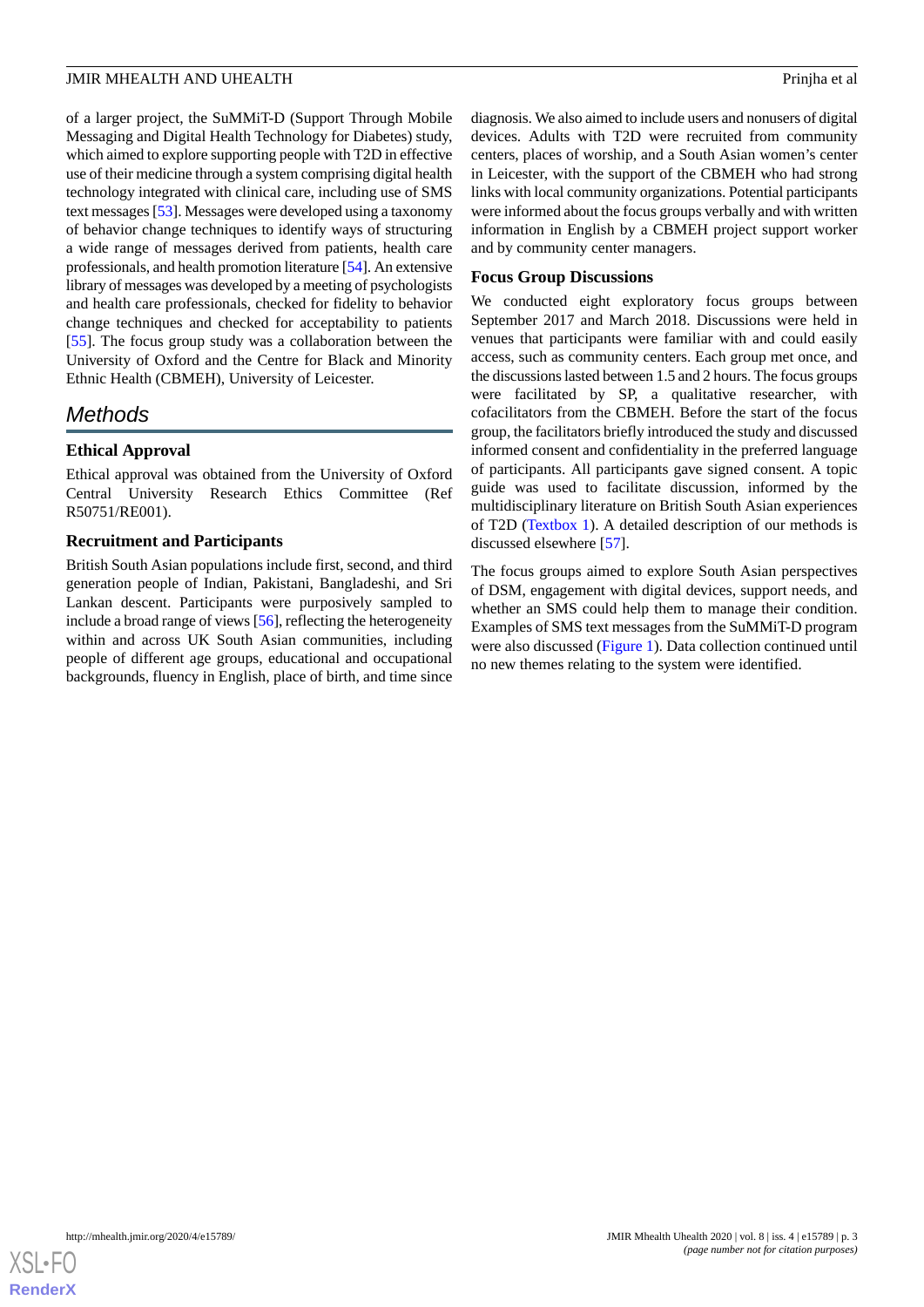of a larger project, the SuMMiT-D (Support Through Mobile Messaging and Digital Health Technology for Diabetes) study, which aimed to explore supporting people with T2D in effective use of their medicine through a system comprising digital health technology integrated with clinical care, including use of SMS text messages [53]. Messages were developed using a taxonomy of behavior change techniques to identify ways of structuring a wide range of messages derived from patients, health care professionals, and health promotion literature [54]. An extensive library of messages was developed by a meeting of psychologists and health care professionals, checked for fidelity to behavior change techniques and checked for acceptability to patients [55]. The focus group study was a collaboration between the University of Oxford and the Centre for Black and Minority Ethnic Health (CBMEH), University of Leicester.

## Methods

### Ethical Approval

Ethical approval was obtained from the University of Oxford Central University Research Ethics Committee (Ref R50751/RE001).

### Recruitment and Participants

British South Asian populations include first, second, and third generation people of Indian, Pakistani, Bangladeshi, and Sri Lankan descent. Participants were purposively sampled to include a broad range of views [56], reflecting the heterogeneity within and across UK South Asian communities, including people of different age groups, educational and occupational backgrounds, fluency in English, place of birth, and time since diagnosis. We also aimed to include users and nonusers of digital devices. Adults with T2D were recruited from community centers, places of worship, and a South Asian women's center in Leicester, with the support of the CBMEH who had strong links with local community organizations. Potential participants were informed about the focus groups verbally and with written information in English by a CBMEH project support worker and by community center managers.

### Focus Group Discussions

We conducted eight exploratory focus groups between September 2017 and March 2018. Discussions were held in venues that participants were familiar with and could easily access, such as community centers. Each group met once, and the discussions lasted between 1.5 and 2 hours. The focus groups were facilitated by SP, a qualitative researcher, with cofacilitators from the CBMEH. Before the start of the focus group, the facilitators briefly introduced the study and discussed informed consent and confidentiality in the preferred language of participants. All participants gave signed consent. A topic guide was used to facilitate discussion, informed by the multidisciplinary literature on British South Asian experiences of T2D (Textbox 1). A detailed description of our methods is discussed elsewhere [57].

The focus groups aimed to explore South Asian perspectives of DSM, engagement with digital devices, support needs, and whether an SMS could help them to manage their condition. Examples of SMS text messages from the SuMMiT-D program were also discussed (Figure 1). Data collection continued until no new themes relating to the system were identified.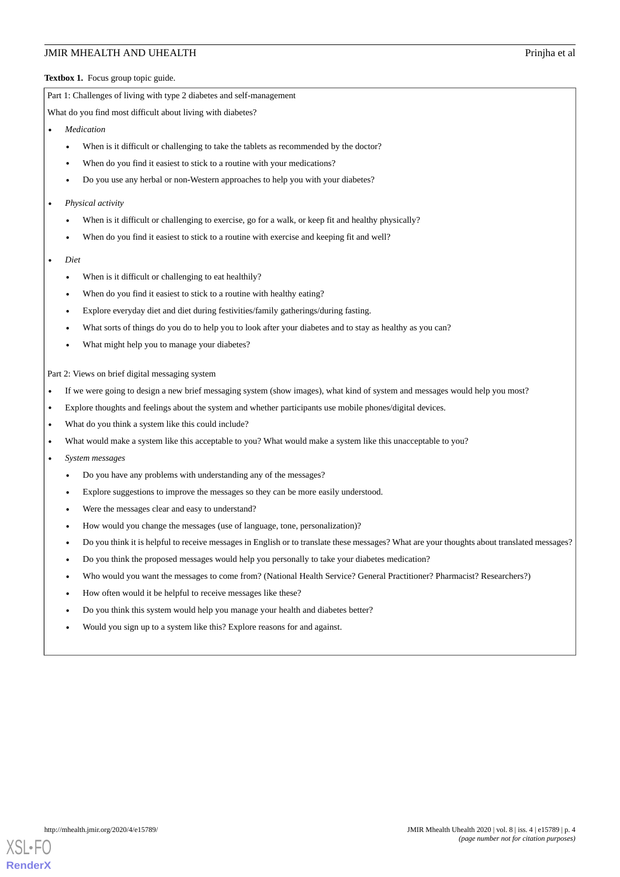**Textbox 1.** Focus group topic guide.

Part 1: Challenges of living with type 2 diabetes and self-management

What do you find most difficult about living with diabetes?

- *Medication*
  - When is it difficult or challenging to take the tablets as recommended by the doctor?
  - When do you find it easiest to stick to a routine with your medications?
  - Do you use any herbal or non-Western approaches to help you with your diabetes?
- *Physical activity*
  - When is it difficult or challenging to exercise, go for a walk, or keep fit and healthy physically?
  - When do you find it easiest to stick to a routine with exercise and keeping fit and well?
- *Diet*
  - When is it difficult or challenging to eat healthily?
  - When do you find it easiest to stick to a routine with healthy eating?
  - Explore everyday diet and diet during festivities/family gatherings/during fasting.
  - What sorts of things do you do to help you to look after your diabetes and to stay as healthy as you can?
  - What might help you to manage your diabetes?

Part 2: Views on brief digital messaging system

- If we were going to design a new brief messaging system (show images), what kind of system and messages would help you most?
- Explore thoughts and feelings about the system and whether participants use mobile phones/digital devices.
- What do you think a system like this could include?
- What would make a system like this acceptable to you? What would make a system like this unacceptable to you?
- *System messages*
  - Do you have any problems with understanding any of the messages?
  - Explore suggestions to improve the messages so they can be more easily understood.
  - Were the messages clear and easy to understand?
  - How would you change the messages (use of language, tone, personalization)?
  - Do you think it is helpful to receive messages in English or to translate these messages? What are your thoughts about translated messages?
  - Do you think the proposed messages would help you personally to take your diabetes medication?
  - Who would you want the messages to come from? (National Health Service? General Practitioner? Pharmacist? Researchers?)
  - How often would it be helpful to receive messages like these?
  - Do you think this system would help you manage your health and diabetes better?
  - Would you sign up to a system like this? Explore reasons for and against.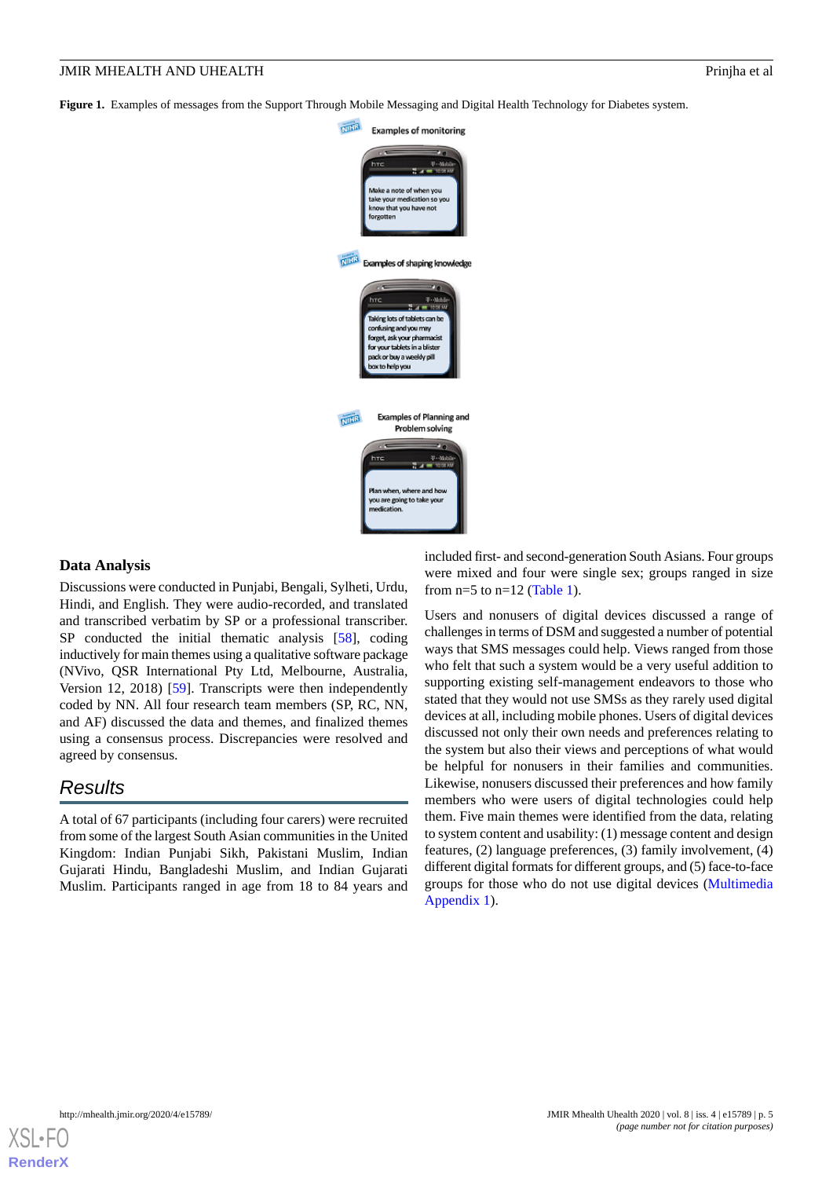**Figure 1.** Examples of messages from the Support Through Mobile Messaging and Digital Health Technology for Diabetes system.

Examples of monitoring

Make a note of when you take your medication so you know that you have not forgotten

Examples of shaping knowledge

Taking lots of tablets can be confusing and you may forget, ask your pharmacist for your tablets in a blister pack or buy a weekly pill box to help you

Examples of Planning and Problem solving

Plan when, where and how you are going to take your medication.

### Data Analysis

Discussions were conducted in Punjabi, Bengali, Sylheti, Urdu, Hindi, and English. They were audio-recorded, and translated and transcribed verbatim by SP or a professional transcriber. SP conducted the initial thematic analysis [58], coding inductively for main themes using a qualitative software package (NVivo, QSR International Pty Ltd, Melbourne, Australia, Version 12, 2018) [59]. Transcripts were then independently coded by NN. All four research team members (SP, RC, NN, and AF) discussed the data and themes, and finalized themes using a consensus process. Discrepancies were resolved and agreed by consensus.

## Results

A total of 67 participants (including four carers) were recruited from some of the largest South Asian communities in the United Kingdom: Indian Punjabi Sikh, Pakistani Muslim, Indian Gujarati Hindu, Bangladeshi Muslim, and Indian Gujarati Muslim. Participants ranged in age from 18 to 84 years and included first- and second-generation South Asians. Four groups were mixed and four were single sex; groups ranged in size from n=5 to n=12 (Table 1).

Users and nonusers of digital devices discussed a range of challenges in terms of DSM and suggested a number of potential ways that SMS messages could help. Views ranged from those who felt that such a system would be a very useful addition to supporting existing self-management endeavors to those who stated that they would not use SMSs as they rarely used digital devices at all, including mobile phones. Users of digital devices discussed not only their own needs and preferences relating to the system but also their views and perceptions of what would be helpful for nonusers in their families and communities. Likewise, nonusers discussed their preferences and how family members who were users of digital technologies could help them. Five main themes were identified from the data, relating to system content and usability: (1) message content and design features, (2) language preferences, (3) family involvement, (4) different digital formats for different groups, and (5) face-to-face groups for those who do not use digital devices (Multimedia Appendix 1).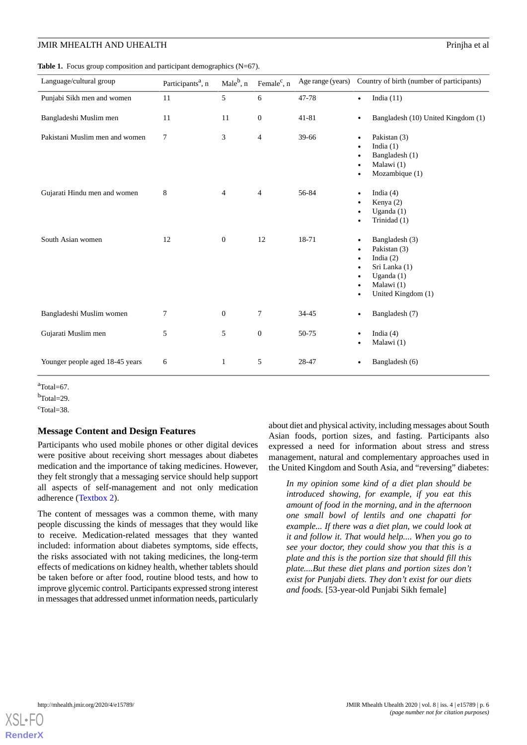**Table 1.** Focus group composition and participant demographics (N=67).

| Language/cultural group | Participants[a], n | Male[b], n | Female[c], n | Age range (years) | Country of birth (number of participants) |
|---|---|---|---|---|---|
| Punjabi Sikh men and women | 11 | 5 | 6 | 47-78 | • India (11) |
| Bangladeshi Muslim men | 11 | 11 | 0 | 41-81 | • Bangladesh (10) United Kingdom (1) |
| Pakistani Muslim men and women | 7 | 3 | 4 | 39-66 | • Pakistan (3) • India (1) • Bangladesh (1) • Malawi (1) • Mozambique (1) |
| Gujarati Hindu men and women | 8 | 4 | 4 | 56-84 | • India (4) • Kenya (2) • Uganda (1) • Trinidad (1) |
| South Asian women | 12 | 0 | 12 | 18-71 | • Bangladesh (3) • Pakistan (3) • India (2) • Sri Lanka (1) • Uganda (1) • Malawi (1) • United Kingdom (1) |
| Bangladeshi Muslim women | 7 | 0 | 7 | 34-45 | • Bangladesh (7) |
| Gujarati Muslim men | 5 | 5 | 0 | 50-75 | • India (4) • Malawi (1) |
| Younger people aged 18-45 years | 6 | 1 | 5 | 28-47 | • Bangladesh (6) |

[a]Total=67.
[b]Total=29.
[c]Total=38.

### Message Content and Design Features

Participants who used mobile phones or other digital devices were positive about receiving short messages about diabetes medication and the importance of taking medicines. However, they felt strongly that a messaging service should help support all aspects of self-management and not only medication adherence (Textbox 2).

The content of messages was a common theme, with many people discussing the kinds of messages that they would like to receive. Medication-related messages that they wanted included: information about diabetes symptoms, side effects, the risks associated with not taking medicines, the long-term effects of medications on kidney health, whether tablets should be taken before or after food, routine blood tests, and how to improve glycemic control. Participants expressed strong interest in messages that addressed unmet information needs, particularly about diet and physical activity, including messages about South Asian foods, portion sizes, and fasting. Participants also expressed a need for information about stress and stress management, natural and complementary approaches used in the United Kingdom and South Asia, and "reversing" diabetes:

> *In my opinion some kind of a diet plan should be introduced showing, for example, if you eat this amount of food in the morning, and in the afternoon one small bowl of lentils and one chapatti for example... If there was a diet plan, we could look at it and follow it. That would help.... When you go to see your doctor, they could show you that this is a plate and this is the portion size that should fill this plate....But these diet plans and portion sizes don't exist for Punjabi diets. They don't exist for our diets and foods.* [53-year-old Punjabi Sikh female]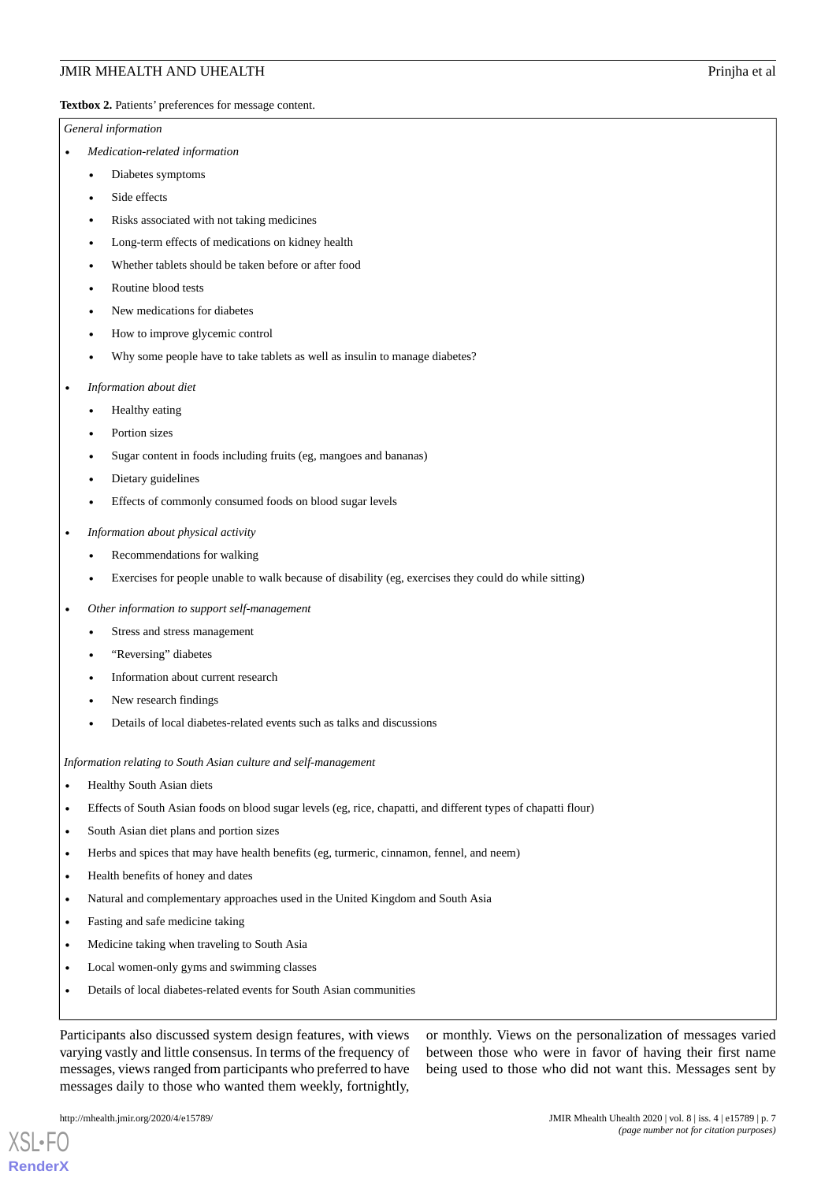**Textbox 2.** Patients' preferences for message content.

*General information*

- *Medication-related information*
  - Diabetes symptoms
  - Side effects
  - Risks associated with not taking medicines
  - Long-term effects of medications on kidney health
  - Whether tablets should be taken before or after food
  - Routine blood tests
  - New medications for diabetes
  - How to improve glycemic control
  - Why some people have to take tablets as well as insulin to manage diabetes?
- *Information about diet*
  - Healthy eating
  - Portion sizes
  - Sugar content in foods including fruits (eg, mangoes and bananas)
  - Dietary guidelines
  - Effects of commonly consumed foods on blood sugar levels
- *Information about physical activity*
  - Recommendations for walking
  - Exercises for people unable to walk because of disability (eg, exercises they could do while sitting)
- *Other information to support self-management*
  - Stress and stress management
  - "Reversing" diabetes
  - Information about current research
  - New research findings
  - Details of local diabetes-related events such as talks and discussions

*Information relating to South Asian culture and self-management*

- Healthy South Asian diets
- Effects of South Asian foods on blood sugar levels (eg, rice, chapatti, and different types of chapatti flour)
- South Asian diet plans and portion sizes
- Herbs and spices that may have health benefits (eg, turmeric, cinnamon, fennel, and neem)
- Health benefits of honey and dates
- Natural and complementary approaches used in the United Kingdom and South Asia
- Fasting and safe medicine taking
- Medicine taking when traveling to South Asia
- Local women-only gyms and swimming classes
- Details of local diabetes-related events for South Asian communities

Participants also discussed system design features, with views varying vastly and little consensus. In terms of the frequency of messages, views ranged from participants who preferred to have messages daily to those who wanted them weekly, fortnightly, or monthly. Views on the personalization of messages varied between those who were in favor of having their first name being used to those who did not want this. Messages sent by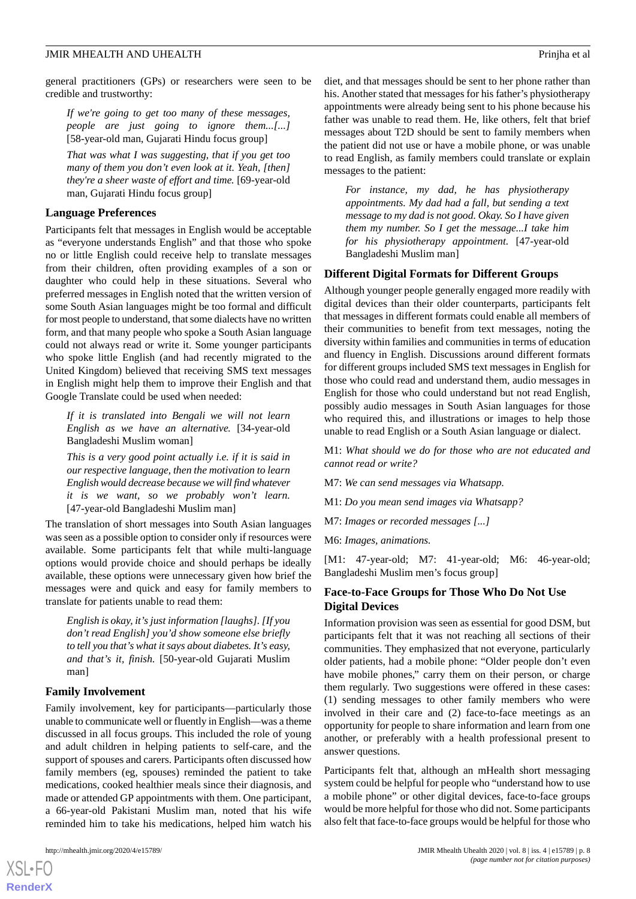general practitioners (GPs) or researchers were seen to be credible and trustworthy:

> *If we're going to get too many of these messages, people are just going to ignore them...[...]* [58-year-old man, Gujarati Hindu focus group]

> *That was what I was suggesting, that if you get too many of them you don't even look at it. Yeah, [then] they're a sheer waste of effort and time.* [69-year-old man, Gujarati Hindu focus group]

### Language Preferences

Participants felt that messages in English would be acceptable as "everyone understands English" and that those who spoke no or little English could receive help to translate messages from their children, often providing examples of a son or daughter who could help in these situations. Several who preferred messages in English noted that the written version of some South Asian languages might be too formal and difficult for most people to understand, that some dialects have no written form, and that many people who spoke a South Asian language could not always read or write it. Some younger participants who spoke little English (and had recently migrated to the United Kingdom) believed that receiving SMS text messages in English might help them to improve their English and that Google Translate could be used when needed:

> *If it is translated into Bengali we will not learn English as we have an alternative.* [34-year-old Bangladeshi Muslim woman]

> *This is a very good point actually i.e. if it is said in our respective language, then the motivation to learn English would decrease because we will find whatever it is we want, so we probably won't learn.* [47-year-old Bangladeshi Muslim man]

The translation of short messages into South Asian languages was seen as a possible option to consider only if resources were available. Some participants felt that while multi-language options would provide choice and should perhaps be ideally available, these options were unnecessary given how brief the messages were and quick and easy for family members to translate for patients unable to read them:

> *English is okay, it's just information [laughs]. [If you don't read English] you'd show someone else briefly to tell you that's what it says about diabetes. It's easy, and that's it, finish.* [50-year-old Gujarati Muslim man]

### Family Involvement

Family involvement, key for participants—particularly those unable to communicate well or fluently in English—was a theme discussed in all focus groups. This included the role of young and adult children in helping patients to self-care, and the support of spouses and carers. Participants often discussed how family members (eg, spouses) reminded the patient to take medications, cooked healthier meals since their diagnosis, and made or attended GP appointments with them. One participant, a 66-year-old Pakistani Muslim man, noted that his wife reminded him to take his medications, helped him watch his diet, and that messages should be sent to her phone rather than his. Another stated that messages for his father's physiotherapy appointments were already being sent to his phone because his father was unable to read them. He, like others, felt that brief messages about T2D should be sent to family members when the patient did not use or have a mobile phone, or was unable to read English, as family members could translate or explain messages to the patient:

> *For instance, my dad, he has physiotherapy appointments. My dad had a fall, but sending a text message to my dad is not good. Okay. So I have given them my number. So I get the message...I take him for his physiotherapy appointment.* [47-year-old Bangladeshi Muslim man]

### Different Digital Formats for Different Groups

Although younger people generally engaged more readily with digital devices than their older counterparts, participants felt that messages in different formats could enable all members of their communities to benefit from text messages, noting the diversity within families and communities in terms of education and fluency in English. Discussions around different formats for different groups included SMS text messages in English for those who could read and understand them, audio messages in English for those who could understand but not read English, possibly audio messages in South Asian languages for those who required this, and illustrations or images to help those unable to read English or a South Asian language or dialect.

M1: *What should we do for those who are not educated and cannot read or write?*

M7: *We can send messages via Whatsapp.*

M1: *Do you mean send images via Whatsapp?*

M7: *Images or recorded messages [...]*

M6: *Images, animations.*

[M1: 47-year-old; M7: 41-year-old; M6: 46-year-old; Bangladeshi Muslim men's focus group]

### Face-to-Face Groups for Those Who Do Not Use Digital Devices

Information provision was seen as essential for good DSM, but participants felt that it was not reaching all sections of their communities. They emphasized that not everyone, particularly older patients, had a mobile phone: "Older people don't even have mobile phones," carry them on their person, or charge them regularly. Two suggestions were offered in these cases: (1) sending messages to other family members who were involved in their care and (2) face-to-face meetings as an opportunity for people to share information and learn from one another, or preferably with a health professional present to answer questions.

Participants felt that, although an mHealth short messaging system could be helpful for people who "understand how to use a mobile phone" or other digital devices, face-to-face groups would be more helpful for those who did not. Some participants also felt that face-to-face groups would be helpful for those who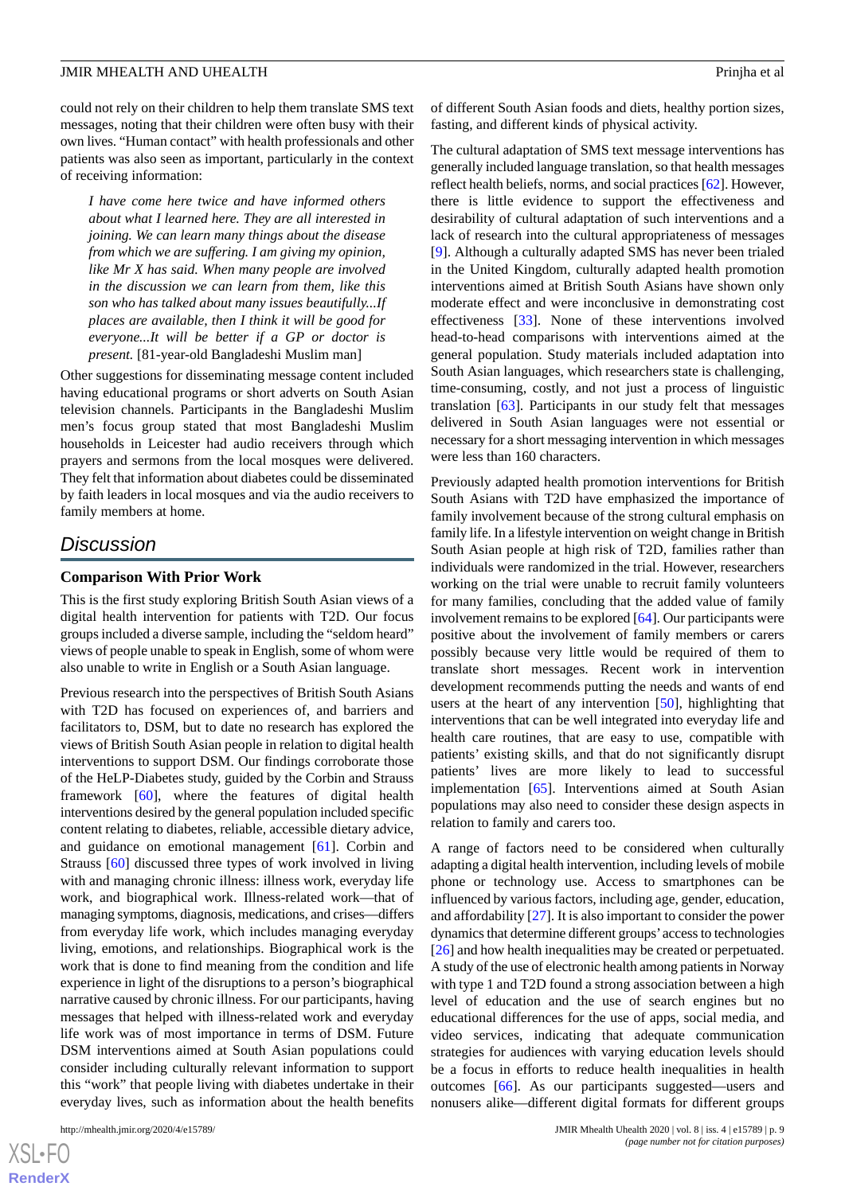could not rely on their children to help them translate SMS text messages, noting that their children were often busy with their own lives. "Human contact" with health professionals and other patients was also seen as important, particularly in the context of receiving information:

> *I have come here twice and have informed others about what I learned here. They are all interested in joining. We can learn many things about the disease from which we are suffering. I am giving my opinion, like Mr X has said. When many people are involved in the discussion we can learn from them, like this son who has talked about many issues beautifully...If places are available, then I think it will be good for everyone...It will be better if a GP or doctor is present.* [81-year-old Bangladeshi Muslim man]

Other suggestions for disseminating message content included having educational programs or short adverts on South Asian television channels. Participants in the Bangladeshi Muslim men's focus group stated that most Bangladeshi Muslim households in Leicester had audio receivers through which prayers and sermons from the local mosques were delivered. They felt that information about diabetes could be disseminated by faith leaders in local mosques and via the audio receivers to family members at home.

## Discussion

### Comparison With Prior Work

This is the first study exploring British South Asian views of a digital health intervention for patients with T2D. Our focus groups included a diverse sample, including the "seldom heard" views of people unable to speak in English, some of whom were also unable to write in English or a South Asian language.

Previous research into the perspectives of British South Asians with T2D has focused on experiences of, and barriers and facilitators to, DSM, but to date no research has explored the views of British South Asian people in relation to digital health interventions to support DSM. Our findings corroborate those of the HeLP-Diabetes study, guided by the Corbin and Strauss framework [60], where the features of digital health interventions desired by the general population included specific content relating to diabetes, reliable, accessible dietary advice, and guidance on emotional management [61]. Corbin and Strauss [60] discussed three types of work involved in living with and managing chronic illness: illness work, everyday life work, and biographical work. Illness-related work—that of managing symptoms, diagnosis, medications, and crises—differs from everyday life work, which includes managing everyday living, emotions, and relationships. Biographical work is the work that is done to find meaning from the condition and life experience in light of the disruptions to a person's biographical narrative caused by chronic illness. For our participants, having messages that helped with illness-related work and everyday life work was of most importance in terms of DSM. Future DSM interventions aimed at South Asian populations could consider including culturally relevant information to support this "work" that people living with diabetes undertake in their everyday lives, such as information about the health benefits of different South Asian foods and diets, healthy portion sizes, fasting, and different kinds of physical activity.

The cultural adaptation of SMS text message interventions has generally included language translation, so that health messages reflect health beliefs, norms, and social practices [62]. However, there is little evidence to support the effectiveness and desirability of cultural adaptation of such interventions and a lack of research into the cultural appropriateness of messages [9]. Although a culturally adapted SMS has never been trialed in the United Kingdom, culturally adapted health promotion interventions aimed at British South Asians have shown only moderate effect and were inconclusive in demonstrating cost effectiveness [33]. None of these interventions involved head-to-head comparisons with interventions aimed at the general population. Study materials included adaptation into South Asian languages, which researchers state is challenging, time-consuming, costly, and not just a process of linguistic translation [63]. Participants in our study felt that messages delivered in South Asian languages were not essential or necessary for a short messaging intervention in which messages were less than 160 characters.

Previously adapted health promotion interventions for British South Asians with T2D have emphasized the importance of family involvement because of the strong cultural emphasis on family life. In a lifestyle intervention on weight change in British South Asian people at high risk of T2D, families rather than individuals were randomized in the trial. However, researchers working on the trial were unable to recruit family volunteers for many families, concluding that the added value of family involvement remains to be explored [64]. Our participants were positive about the involvement of family members or carers possibly because very little would be required of them to translate short messages. Recent work in intervention development recommends putting the needs and wants of end users at the heart of any intervention [50], highlighting that interventions that can be well integrated into everyday life and health care routines, that are easy to use, compatible with patients' existing skills, and that do not significantly disrupt patients' lives are more likely to lead to successful implementation [65]. Interventions aimed at South Asian populations may also need to consider these design aspects in relation to family and carers too.

A range of factors need to be considered when culturally adapting a digital health intervention, including levels of mobile phone or technology use. Access to smartphones can be influenced by various factors, including age, gender, education, and affordability [27]. It is also important to consider the power dynamics that determine different groups' access to technologies [26] and how health inequalities may be created or perpetuated. A study of the use of electronic health among patients in Norway with type 1 and T2D found a strong association between a high level of education and the use of search engines but no educational differences for the use of apps, social media, and video services, indicating that adequate communication strategies for audiences with varying education levels should be a focus in efforts to reduce health inequalities in health outcomes [66]. As our participants suggested—users and nonusers alike—different digital formats for different groups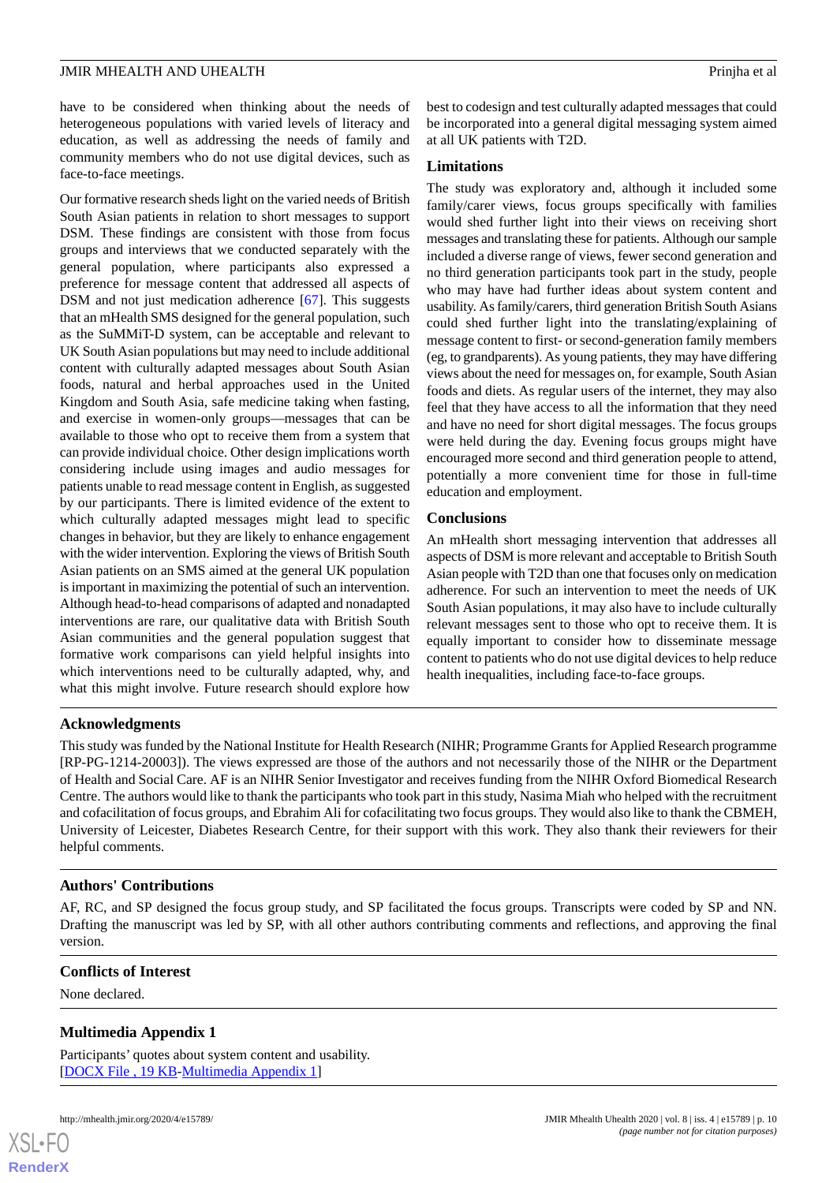have to be considered when thinking about the needs of heterogeneous populations with varied levels of literacy and education, as well as addressing the needs of family and community members who do not use digital devices, such as face-to-face meetings.

Our formative research sheds light on the varied needs of British South Asian patients in relation to short messages to support DSM. These findings are consistent with those from focus groups and interviews that we conducted separately with the general population, where participants also expressed a preference for message content that addressed all aspects of DSM and not just medication adherence [67]. This suggests that an mHealth SMS designed for the general population, such as the SuMMiT-D system, can be acceptable and relevant to UK South Asian populations but may need to include additional content with culturally adapted messages about South Asian foods, natural and herbal approaches used in the United Kingdom and South Asia, safe medicine taking when fasting, and exercise in women-only groups—messages that can be available to those who opt to receive them from a system that can provide individual choice. Other design implications worth considering include using images and audio messages for patients unable to read message content in English, as suggested by our participants. There is limited evidence of the extent to which culturally adapted messages might lead to specific changes in behavior, but they are likely to enhance engagement with the wider intervention. Exploring the views of British South Asian patients on an SMS aimed at the general UK population is important in maximizing the potential of such an intervention. Although head-to-head comparisons of adapted and nonadapted interventions are rare, our qualitative data with British South Asian communities and the general population suggest that formative work comparisons can yield helpful insights into which interventions need to be culturally adapted, why, and what this might involve. Future research should explore how best to codesign and test culturally adapted messages that could be incorporated into a general digital messaging system aimed at all UK patients with T2D.

### Limitations

The study was exploratory and, although it included some family/carer views, focus groups specifically with families would shed further light into their views on receiving short messages and translating these for patients. Although our sample included a diverse range of views, fewer second generation and no third generation participants took part in the study, people who may have had further ideas about system content and usability. As family/carers, third generation British South Asians could shed further light into the translating/explaining of message content to first- or second-generation family members (eg, to grandparents). As young patients, they may have differing views about the need for messages on, for example, South Asian foods and diets. As regular users of the internet, they may also feel that they have access to all the information that they need and have no need for short digital messages. The focus groups were held during the day. Evening focus groups might have encouraged more second and third generation people to attend, potentially a more convenient time for those in full-time education and employment.

### Conclusions

An mHealth short messaging intervention that addresses all aspects of DSM is more relevant and acceptable to British South Asian people with T2D than one that focuses only on medication adherence. For such an intervention to meet the needs of UK South Asian populations, it may also have to include culturally relevant messages sent to those who opt to receive them. It is equally important to consider how to disseminate message content to patients who do not use digital devices to help reduce health inequalities, including face-to-face groups.

## Acknowledgments

This study was funded by the National Institute for Health Research (NIHR; Programme Grants for Applied Research programme [RP-PG-1214-20003]). The views expressed are those of the authors and not necessarily those of the NIHR or the Department of Health and Social Care. AF is an NIHR Senior Investigator and receives funding from the NIHR Oxford Biomedical Research Centre. The authors would like to thank the participants who took part in this study, Nasima Miah who helped with the recruitment and cofacilitation of focus groups, and Ebrahim Ali for cofacilitating two focus groups. They would also like to thank the CBMEH, University of Leicester, Diabetes Research Centre, for their support with this work. They also thank their reviewers for their helpful comments.

## Authors' Contributions

AF, RC, and SP designed the focus group study, and SP facilitated the focus groups. Transcripts were coded by SP and NN. Drafting the manuscript was led by SP, with all other authors contributing comments and reflections, and approving the final version.

## Conflicts of Interest

None declared.

## Multimedia Appendix 1

Participants' quotes about system content and usability.
[DOCX File , 19 KB-Multimedia Appendix 1]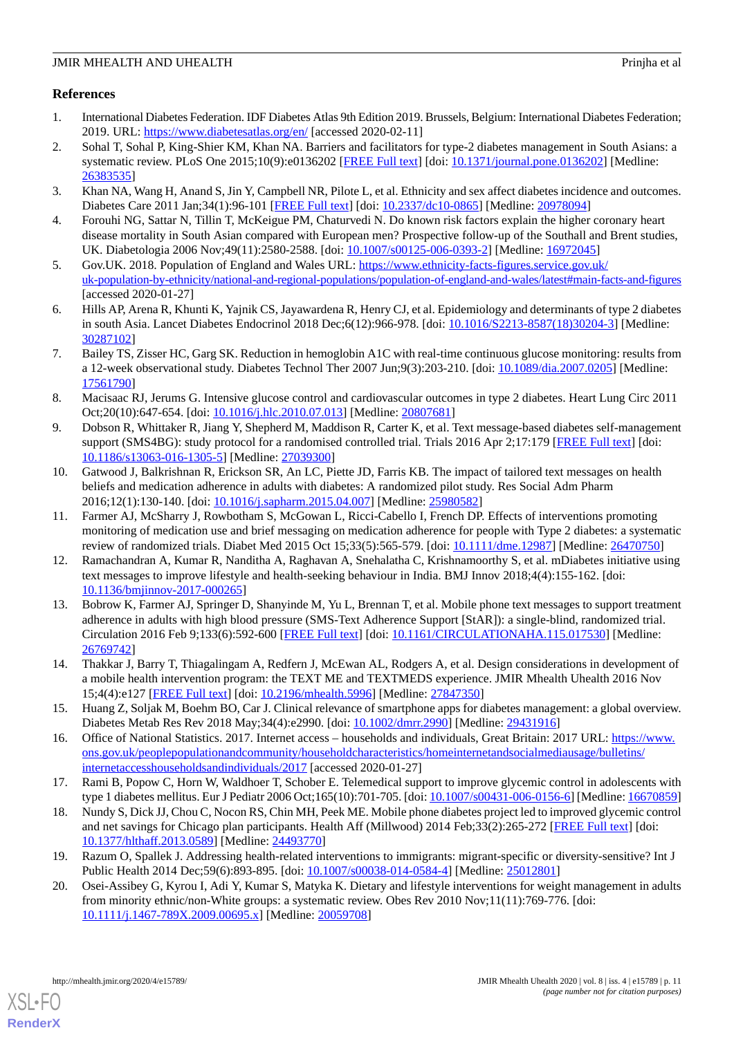## References

1. International Diabetes Federation. IDF Diabetes Atlas 9th Edition 2019. Brussels, Belgium: International Diabetes Federation; 2019. URL: https://www.diabetesatlas.org/en/ [accessed 2020-02-11]
2. Sohal T, Sohal P, King-Shier KM, Khan NA. Barriers and facilitators for type-2 diabetes management in South Asians: a systematic review. PLoS One 2015;10(9):e0136202 [FREE Full text] [doi: 10.1371/journal.pone.0136202] [Medline: 26383535]
3. Khan NA, Wang H, Anand S, Jin Y, Campbell NR, Pilote L, et al. Ethnicity and sex affect diabetes incidence and outcomes. Diabetes Care 2011 Jan;34(1):96-101 [FREE Full text] [doi: 10.2337/dc10-0865] [Medline: 20978094]
4. Forouhi NG, Sattar N, Tillin T, McKeigue PM, Chaturvedi N. Do known risk factors explain the higher coronary heart disease mortality in South Asian compared with European men? Prospective follow-up of the Southall and Brent studies, UK. Diabetologia 2006 Nov;49(11):2580-2588. [doi: 10.1007/s00125-006-0393-2] [Medline: 16972045]
5. Gov.UK. 2018. Population of England and Wales URL: https://www.ethnicity-facts-figures.service.gov.uk/uk-population-by-ethnicity/national-and-regional-populations/population-of-england-and-wales/latest#main-facts-and-figures [accessed 2020-01-27]
6. Hills AP, Arena R, Khunti K, Yajnik CS, Jayawardena R, Henry CJ, et al. Epidemiology and determinants of type 2 diabetes in south Asia. Lancet Diabetes Endocrinol 2018 Dec;6(12):966-978. [doi: 10.1016/S2213-8587(18)30204-3] [Medline: 30287102]
7. Bailey TS, Zisser HC, Garg SK. Reduction in hemoglobin A1C with real-time continuous glucose monitoring: results from a 12-week observational study. Diabetes Technol Ther 2007 Jun;9(3):203-210. [doi: 10.1089/dia.2007.0205] [Medline: 17561790]
8. Macisaac RJ, Jerums G. Intensive glucose control and cardiovascular outcomes in type 2 diabetes. Heart Lung Circ 2011 Oct;20(10):647-654. [doi: 10.1016/j.hlc.2010.07.013] [Medline: 20807681]
9. Dobson R, Whittaker R, Jiang Y, Shepherd M, Maddison R, Carter K, et al. Text message-based diabetes self-management support (SMS4BG): study protocol for a randomised controlled trial. Trials 2016 Apr 2;17:179 [FREE Full text] [doi: 10.1186/s13063-016-1305-5] [Medline: 27039300]
10. Gatwood J, Balkrishnan R, Erickson SR, An LC, Piette JD, Farris KB. The impact of tailored text messages on health beliefs and medication adherence in adults with diabetes: A randomized pilot study. Res Social Adm Pharm 2016;12(1):130-140. [doi: 10.1016/j.sapharm.2015.04.007] [Medline: 25980582]
11. Farmer AJ, McSharry J, Rowbotham S, McGowan L, Ricci-Cabello I, French DP. Effects of interventions promoting monitoring of medication use and brief messaging on medication adherence for people with Type 2 diabetes: a systematic review of randomized trials. Diabet Med 2015 Oct 15;33(5):565-579. [doi: 10.1111/dme.12987] [Medline: 26470750]
12. Ramachandran A, Kumar R, Nanditha A, Raghavan A, Snehalatha C, Krishnamoorthy S, et al. mDiabetes initiative using text messages to improve lifestyle and health-seeking behaviour in India. BMJ Innov 2018;4(4):155-162. [doi: 10.1136/bmjinnov-2017-000265]
13. Bobrow K, Farmer AJ, Springer D, Shanyinde M, Yu L, Brennan T, et al. Mobile phone text messages to support treatment adherence in adults with high blood pressure (SMS-Text Adherence Support [StAR]): a single-blind, randomized trial. Circulation 2016 Feb 9;133(6):592-600 [FREE Full text] [doi: 10.1161/CIRCULATIONAHA.115.017530] [Medline: 26769742]
14. Thakkar J, Barry T, Thiagalingam A, Redfern J, McEwan AL, Rodgers A, et al. Design considerations in development of a mobile health intervention program: the TEXT ME and TEXTMEDS experience. JMIR Mhealth Uhealth 2016 Nov 15;4(4):e127 [FREE Full text] [doi: 10.2196/mhealth.5996] [Medline: 27847350]
15. Huang Z, Soljak M, Boehm BO, Car J. Clinical relevance of smartphone apps for diabetes management: a global overview. Diabetes Metab Res Rev 2018 May;34(4):e2990. [doi: 10.1002/dmrr.2990] [Medline: 29431916]
16. Office of National Statistics. 2017. Internet access – households and individuals, Great Britain: 2017 URL: https://www.ons.gov.uk/peoplepopulationandcommunity/householdcharacteristics/homeinternetandsocialmediausage/bulletins/internetaccesshouseholdsandindividuals/2017 [accessed 2020-01-27]
17. Rami B, Popow C, Horn W, Waldhoer T, Schober E. Telemedical support to improve glycemic control in adolescents with type 1 diabetes mellitus. Eur J Pediatr 2006 Oct;165(10):701-705. [doi: 10.1007/s00431-006-0156-6] [Medline: 16670859]
18. Nundy S, Dick JJ, Chou C, Nocon RS, Chin MH, Peek ME. Mobile phone diabetes project led to improved glycemic control and net savings for Chicago plan participants. Health Aff (Millwood) 2014 Feb;33(2):265-272 [FREE Full text] [doi: 10.1377/hlthaff.2013.0589] [Medline: 24493770]
19. Razum O, Spallek J. Addressing health-related interventions to immigrants: migrant-specific or diversity-sensitive? Int J Public Health 2014 Dec;59(6):893-895. [doi: 10.1007/s00038-014-0584-4] [Medline: 25012801]
20. Osei-Assibey G, Kyrou I, Adi Y, Kumar S, Matyka K. Dietary and lifestyle interventions for weight management in adults from minority ethnic/non-White groups: a systematic review. Obes Rev 2010 Nov;11(11):769-776. [doi: 10.1111/j.1467-789X.2009.00695.x] [Medline: 20059708]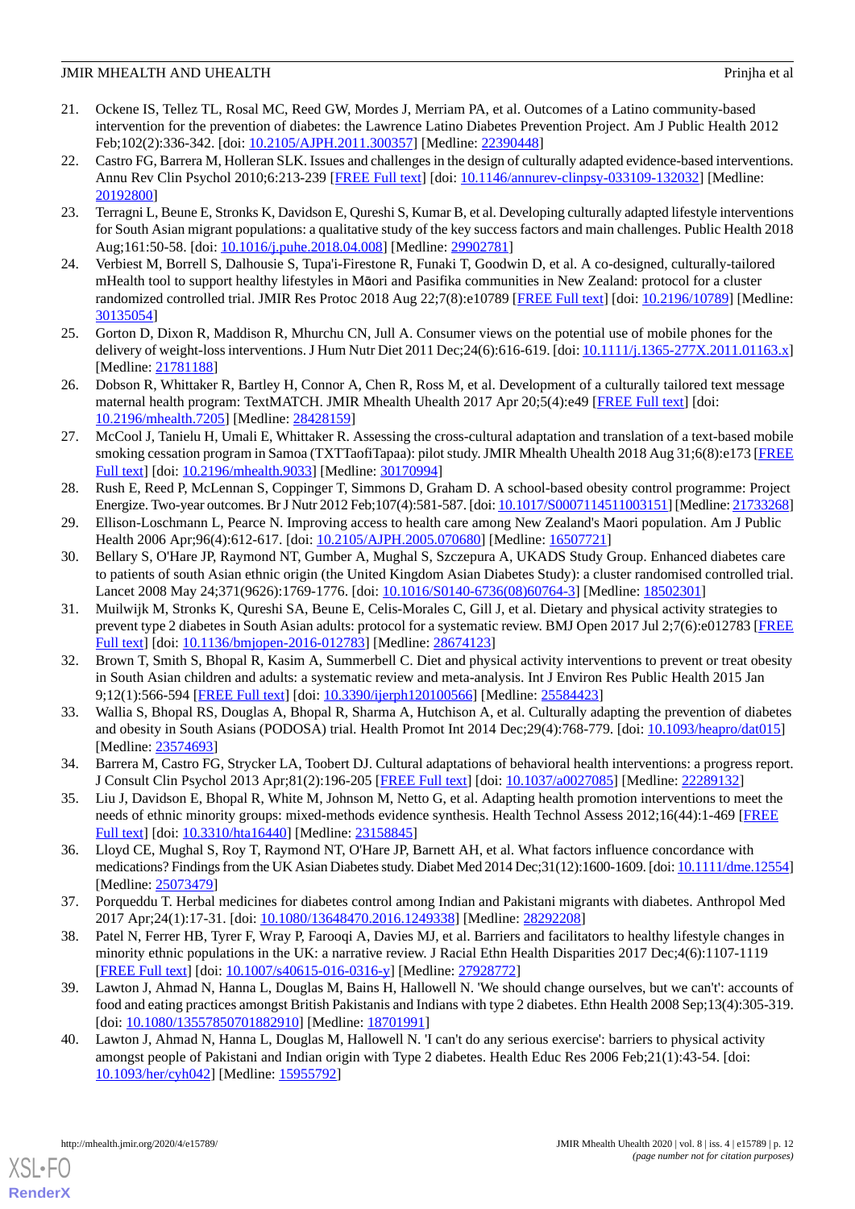21. Ockene IS, Tellez TL, Rosal MC, Reed GW, Mordes J, Merriam PA, et al. Outcomes of a Latino community-based intervention for the prevention of diabetes: the Lawrence Latino Diabetes Prevention Project. Am J Public Health 2012 Feb;102(2):336-342. [doi: 10.2105/AJPH.2011.300357] [Medline: 22390448]
22. Castro FG, Barrera M, Holleran SLK. Issues and challenges in the design of culturally adapted evidence-based interventions. Annu Rev Clin Psychol 2010;6:213-239 [FREE Full text] [doi: 10.1146/annurev-clinpsy-033109-132032] [Medline: 20192800]
23. Terragni L, Beune E, Stronks K, Davidson E, Qureshi S, Kumar B, et al. Developing culturally adapted lifestyle interventions for South Asian migrant populations: a qualitative study of the key success factors and main challenges. Public Health 2018 Aug;161:50-58. [doi: 10.1016/j.puhe.2018.04.008] [Medline: 29902781]
24. Verbiest M, Borrell S, Dalhousie S, Tupa'i-Firestone R, Funaki T, Goodwin D, et al. A co-designed, culturally-tailored mHealth tool to support healthy lifestyles in Māori and Pasifika communities in New Zealand: protocol for a cluster randomized controlled trial. JMIR Res Protoc 2018 Aug 22;7(8):e10789 [FREE Full text] [doi: 10.2196/10789] [Medline: 30135054]
25. Gorton D, Dixon R, Maddison R, Mhurchu CN, Jull A. Consumer views on the potential use of mobile phones for the delivery of weight-loss interventions. J Hum Nutr Diet 2011 Dec;24(6):616-619. [doi: 10.1111/j.1365-277X.2011.01163.x] [Medline: 21781188]
26. Dobson R, Whittaker R, Bartley H, Connor A, Chen R, Ross M, et al. Development of a culturally tailored text message maternal health program: TextMATCH. JMIR Mhealth Uhealth 2017 Apr 20;5(4):e49 [FREE Full text] [doi: 10.2196/mhealth.7205] [Medline: 28428159]
27. McCool J, Tanielu H, Umali E, Whittaker R. Assessing the cross-cultural adaptation and translation of a text-based mobile smoking cessation program in Samoa (TXTTaofiTapaa): pilot study. JMIR Mhealth Uhealth 2018 Aug 31;6(8):e173 [FREE Full text] [doi: 10.2196/mhealth.9033] [Medline: 30170994]
28. Rush E, Reed P, McLennan S, Coppinger T, Simmons D, Graham D. A school-based obesity control programme: Project Energize. Two-year outcomes. Br J Nutr 2012 Feb;107(4):581-587. [doi: 10.1017/S0007114511003151] [Medline: 21733268]
29. Ellison-Loschmann L, Pearce N. Improving access to health care among New Zealand's Maori population. Am J Public Health 2006 Apr;96(4):612-617. [doi: 10.2105/AJPH.2005.070680] [Medline: 16507721]
30. Bellary S, O'Hare JP, Raymond NT, Gumber A, Mughal S, Szczepura A, UKADS Study Group. Enhanced diabetes care to patients of south Asian ethnic origin (the United Kingdom Asian Diabetes Study): a cluster randomised controlled trial. Lancet 2008 May 24;371(9626):1769-1776. [doi: 10.1016/S0140-6736(08)60764-3] [Medline: 18502301]
31. Muilwijk M, Stronks K, Qureshi SA, Beune E, Celis-Morales C, Gill J, et al. Dietary and physical activity strategies to prevent type 2 diabetes in South Asian adults: protocol for a systematic review. BMJ Open 2017 Jul 2;7(6):e012783 [FREE Full text] [doi: 10.1136/bmjopen-2016-012783] [Medline: 28674123]
32. Brown T, Smith S, Bhopal R, Kasim A, Summerbell C. Diet and physical activity interventions to prevent or treat obesity in South Asian children and adults: a systematic review and meta-analysis. Int J Environ Res Public Health 2015 Jan 9;12(1):566-594 [FREE Full text] [doi: 10.3390/ijerph120100566] [Medline: 25584423]
33. Wallia S, Bhopal RS, Douglas A, Bhopal R, Sharma A, Hutchison A, et al. Culturally adapting the prevention of diabetes and obesity in South Asians (PODOSA) trial. Health Promot Int 2014 Dec;29(4):768-779. [doi: 10.1093/heapro/dat015] [Medline: 23574693]
34. Barrera M, Castro FG, Strycker LA, Toobert DJ. Cultural adaptations of behavioral health interventions: a progress report. J Consult Clin Psychol 2013 Apr;81(2):196-205 [FREE Full text] [doi: 10.1037/a0027085] [Medline: 22289132]
35. Liu J, Davidson E, Bhopal R, White M, Johnson M, Netto G, et al. Adapting health promotion interventions to meet the needs of ethnic minority groups: mixed-methods evidence synthesis. Health Technol Assess 2012;16(44):1-469 [FREE Full text] [doi: 10.3310/hta16440] [Medline: 23158845]
36. Lloyd CE, Mughal S, Roy T, Raymond NT, O'Hare JP, Barnett AH, et al. What factors influence concordance with medications? Findings from the UK Asian Diabetes study. Diabet Med 2014 Dec;31(12):1600-1609. [doi: 10.1111/dme.12554] [Medline: 25073479]
37. Porqueddu T. Herbal medicines for diabetes control among Indian and Pakistani migrants with diabetes. Anthropol Med 2017 Apr;24(1):17-31. [doi: 10.1080/13648470.2016.1249338] [Medline: 28292208]
38. Patel N, Ferrer HB, Tyrer F, Wray P, Farooqi A, Davies MJ, et al. Barriers and facilitators to healthy lifestyle changes in minority ethnic populations in the UK: a narrative review. J Racial Ethn Health Disparities 2017 Dec;4(6):1107-1119 [FREE Full text] [doi: 10.1007/s40615-016-0316-y] [Medline: 27928772]
39. Lawton J, Ahmad N, Hanna L, Douglas M, Bains H, Hallowell N. 'We should change ourselves, but we can't': accounts of food and eating practices amongst British Pakistanis and Indians with type 2 diabetes. Ethn Health 2008 Sep;13(4):305-319. [doi: 10.1080/13557850701882910] [Medline: 18701991]
40. Lawton J, Ahmad N, Hanna L, Douglas M, Hallowell N. 'I can't do any serious exercise': barriers to physical activity amongst people of Pakistani and Indian origin with Type 2 diabetes. Health Educ Res 2006 Feb;21(1):43-54. [doi: 10.1093/her/cyh042] [Medline: 15955792]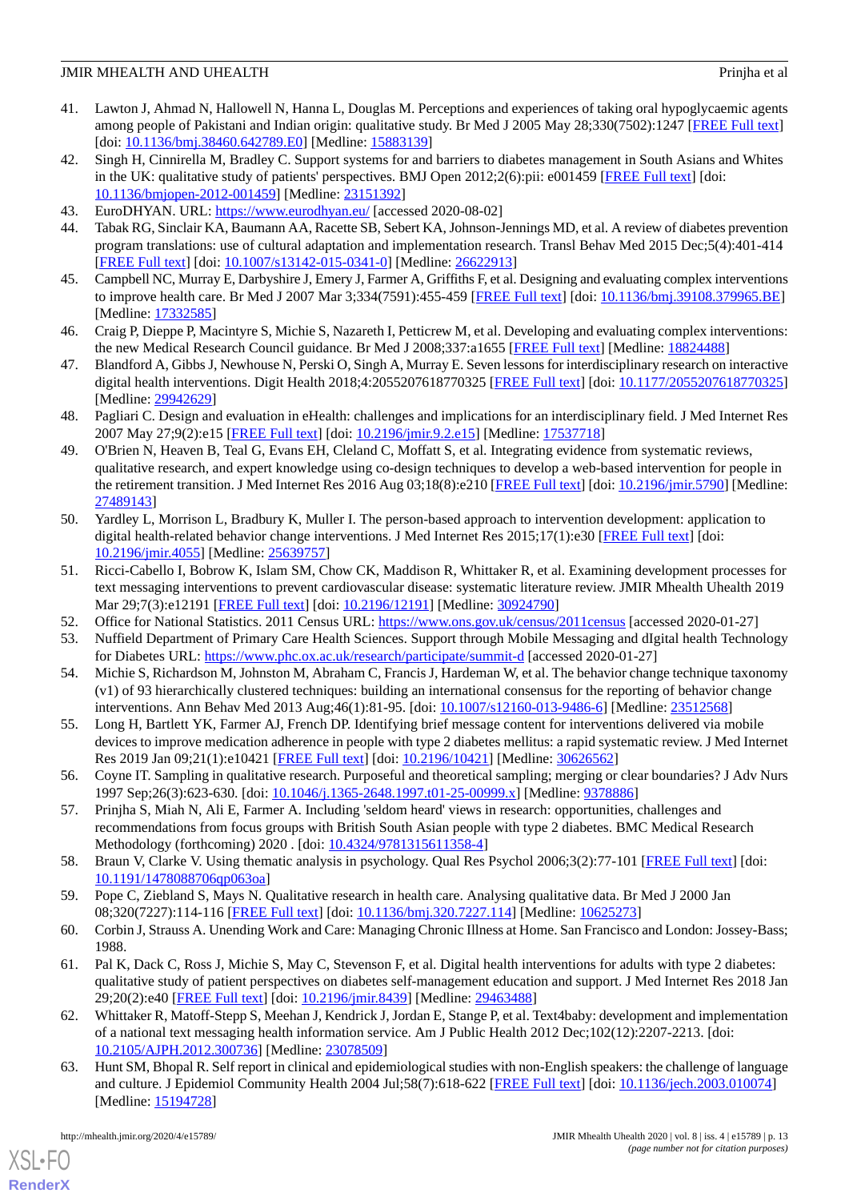41. Lawton J, Ahmad N, Hallowell N, Hanna L, Douglas M. Perceptions and experiences of taking oral hypoglycaemic agents among people of Pakistani and Indian origin: qualitative study. Br Med J 2005 May 28;330(7502):1247 [FREE Full text] [doi: 10.1136/bmj.38460.642789.E0] [Medline: 15883139]
42. Singh H, Cinnirella M, Bradley C. Support systems for and barriers to diabetes management in South Asians and Whites in the UK: qualitative study of patients' perspectives. BMJ Open 2012;2(6):pii: e001459 [FREE Full text] [doi: 10.1136/bmjopen-2012-001459] [Medline: 23151392]
43. EuroDHYAN. URL: https://www.eurodhyan.eu/ [accessed 2020-08-02]
44. Tabak RG, Sinclair KA, Baumann AA, Racette SB, Sebert KA, Johnson-Jennings MD, et al. A review of diabetes prevention program translations: use of cultural adaptation and implementation research. Transl Behav Med 2015 Dec;5(4):401-414 [FREE Full text] [doi: 10.1007/s13142-015-0341-0] [Medline: 26622913]
45. Campbell NC, Murray E, Darbyshire J, Emery J, Farmer A, Griffiths F, et al. Designing and evaluating complex interventions to improve health care. Br Med J 2007 Mar 3;334(7591):455-459 [FREE Full text] [doi: 10.1136/bmj.39108.379965.BE] [Medline: 17332585]
46. Craig P, Dieppe P, Macintyre S, Michie S, Nazareth I, Petticrew M, et al. Developing and evaluating complex interventions: the new Medical Research Council guidance. Br Med J 2008;337:a1655 [FREE Full text] [Medline: 18824488]
47. Blandford A, Gibbs J, Newhouse N, Perski O, Singh A, Murray E. Seven lessons for interdisciplinary research on interactive digital health interventions. Digit Health 2018;4:2055207618770325 [FREE Full text] [doi: 10.1177/2055207618770325] [Medline: 29942629]
48. Pagliari C. Design and evaluation in eHealth: challenges and implications for an interdisciplinary field. J Med Internet Res 2007 May 27;9(2):e15 [FREE Full text] [doi: 10.2196/jmir.9.2.e15] [Medline: 17537718]
49. O'Brien N, Heaven B, Teal G, Evans EH, Cleland C, Moffatt S, et al. Integrating evidence from systematic reviews, qualitative research, and expert knowledge using co-design techniques to develop a web-based intervention for people in the retirement transition. J Med Internet Res 2016 Aug 03;18(8):e210 [FREE Full text] [doi: 10.2196/jmir.5790] [Medline: 27489143]
50. Yardley L, Morrison L, Bradbury K, Muller I. The person-based approach to intervention development: application to digital health-related behavior change interventions. J Med Internet Res 2015;17(1):e30 [FREE Full text] [doi: 10.2196/jmir.4055] [Medline: 25639757]
51. Ricci-Cabello I, Bobrow K, Islam SM, Chow CK, Maddison R, Whittaker R, et al. Examining development processes for text messaging interventions to prevent cardiovascular disease: systematic literature review. JMIR Mhealth Uhealth 2019 Mar 29;7(3):e12191 [FREE Full text] [doi: 10.2196/12191] [Medline: 30924790]
52. Office for National Statistics. 2011 Census URL: https://www.ons.gov.uk/census/2011census [accessed 2020-01-27]
53. Nuffield Department of Primary Care Health Sciences. Support through Mobile Messaging and dIgital health Technology for Diabetes URL: https://www.phc.ox.ac.uk/research/participate/summit-d [accessed 2020-01-27]
54. Michie S, Richardson M, Johnston M, Abraham C, Francis J, Hardeman W, et al. The behavior change technique taxonomy (v1) of 93 hierarchically clustered techniques: building an international consensus for the reporting of behavior change interventions. Ann Behav Med 2013 Aug;46(1):81-95. [doi: 10.1007/s12160-013-9486-6] [Medline: 23512568]
55. Long H, Bartlett YK, Farmer AJ, French DP. Identifying brief message content for interventions delivered via mobile devices to improve medication adherence in people with type 2 diabetes mellitus: a rapid systematic review. J Med Internet Res 2019 Jan 09;21(1):e10421 [FREE Full text] [doi: 10.2196/10421] [Medline: 30626562]
56. Coyne IT. Sampling in qualitative research. Purposeful and theoretical sampling; merging or clear boundaries? J Adv Nurs 1997 Sep;26(3):623-630. [doi: 10.1046/j.1365-2648.1997.t01-25-00999.x] [Medline: 9378886]
57. Prinjha S, Miah N, Ali E, Farmer A. Including 'seldom heard' views in research: opportunities, challenges and recommendations from focus groups with British South Asian people with type 2 diabetes. BMC Medical Research Methodology (forthcoming) 2020 . [doi: 10.4324/9781315611358-4]
58. Braun V, Clarke V. Using thematic analysis in psychology. Qual Res Psychol 2006;3(2):77-101 [FREE Full text] [doi: 10.1191/1478088706qp063oa]
59. Pope C, Ziebland S, Mays N. Qualitative research in health care. Analysing qualitative data. Br Med J 2000 Jan 08;320(7227):114-116 [FREE Full text] [doi: 10.1136/bmj.320.7227.114] [Medline: 10625273]
60. Corbin J, Strauss A. Unending Work and Care: Managing Chronic Illness at Home. San Francisco and London: Jossey-Bass; 1988.
61. Pal K, Dack C, Ross J, Michie S, May C, Stevenson F, et al. Digital health interventions for adults with type 2 diabetes: qualitative study of patient perspectives on diabetes self-management education and support. J Med Internet Res 2018 Jan 29;20(2):e40 [FREE Full text] [doi: 10.2196/jmir.8439] [Medline: 29463488]
62. Whittaker R, Matoff-Stepp S, Meehan J, Kendrick J, Jordan E, Stange P, et al. Text4baby: development and implementation of a national text messaging health information service. Am J Public Health 2012 Dec;102(12):2207-2213. [doi: 10.2105/AJPH.2012.300736] [Medline: 23078509]
63. Hunt SM, Bhopal R. Self report in clinical and epidemiological studies with non-English speakers: the challenge of language and culture. J Epidemiol Community Health 2004 Jul;58(7):618-622 [FREE Full text] [doi: 10.1136/jech.2003.010074] [Medline: 15194728]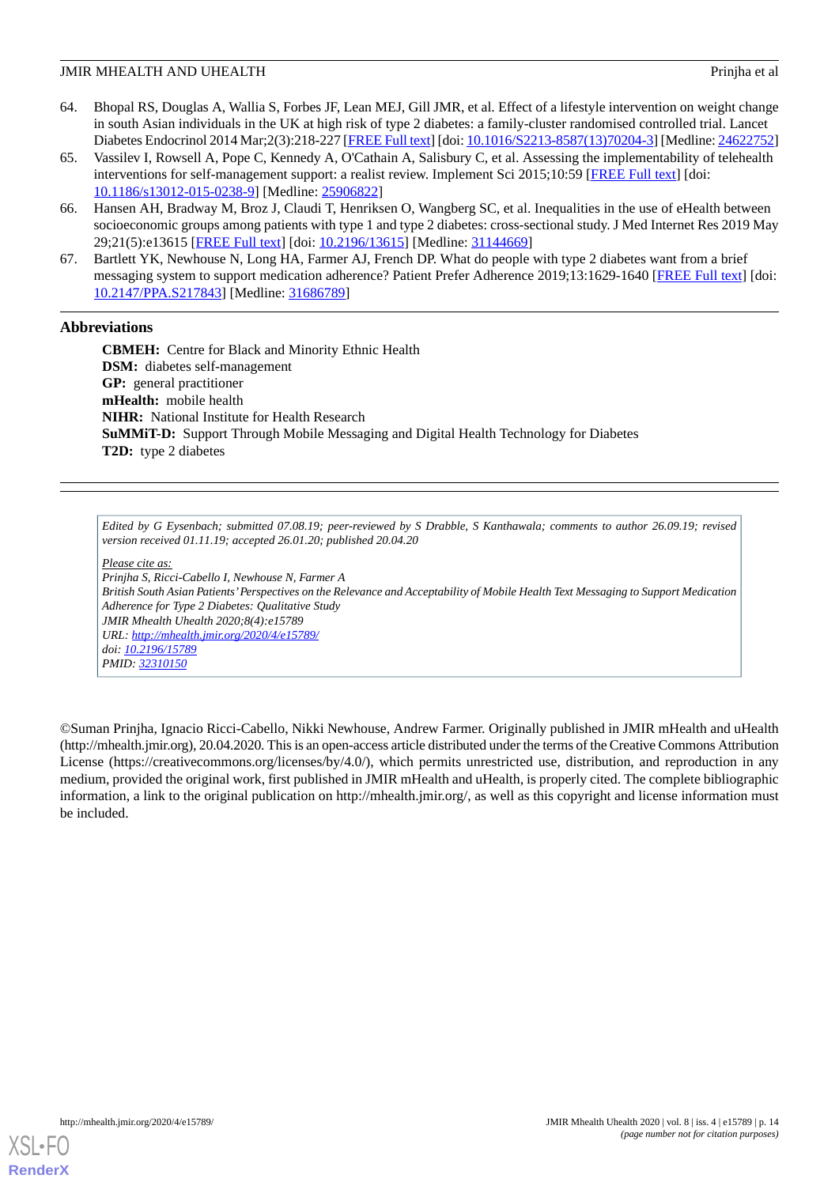64. Bhopal RS, Douglas A, Wallia S, Forbes JF, Lean MEJ, Gill JMR, et al. Effect of a lifestyle intervention on weight change in south Asian individuals in the UK at high risk of type 2 diabetes: a family-cluster randomised controlled trial. Lancet Diabetes Endocrinol 2014 Mar;2(3):218-227 [FREE Full text] [doi: 10.1016/S2213-8587(13)70204-3] [Medline: 24622752]
65. Vassilev I, Rowsell A, Pope C, Kennedy A, O'Cathain A, Salisbury C, et al. Assessing the implementability of telehealth interventions for self-management support: a realist review. Implement Sci 2015;10:59 [FREE Full text] [doi: 10.1186/s13012-015-0238-9] [Medline: 25906822]
66. Hansen AH, Bradway M, Broz J, Claudi T, Henriksen O, Wangberg SC, et al. Inequalities in the use of eHealth between socioeconomic groups among patients with type 1 and type 2 diabetes: cross-sectional study. J Med Internet Res 2019 May 29;21(5):e13615 [FREE Full text] [doi: 10.2196/13615] [Medline: 31144669]
67. Bartlett YK, Newhouse N, Long HA, Farmer AJ, French DP. What do people with type 2 diabetes want from a brief messaging system to support medication adherence? Patient Prefer Adherence 2019;13:1629-1640 [FREE Full text] [doi: 10.2147/PPA.S217843] [Medline: 31686789]

## Abbreviations

**CBMEH:** Centre for Black and Minority Ethnic Health
**DSM:** diabetes self-management
**GP:** general practitioner
**mHealth:** mobile health
**NIHR:** National Institute for Health Research
**SuMMiT-D:** Support Through Mobile Messaging and Digital Health Technology for Diabetes
**T2D:** type 2 diabetes

---

*Edited by G Eysenbach; submitted 07.08.19; peer-reviewed by S Drabble, S Kanthawala; comments to author 26.09.19; revised version received 01.11.19; accepted 26.01.20; published 20.04.20*

*Please cite as:*
*Prinjha S, Ricci-Cabello I, Newhouse N, Farmer A*
*British South Asian Patients' Perspectives on the Relevance and Acceptability of Mobile Health Text Messaging to Support Medication Adherence for Type 2 Diabetes: Qualitative Study*
*JMIR Mhealth Uhealth 2020;8(4):e15789*
*URL: http://mhealth.jmir.org/2020/4/e15789/*
*doi: 10.2196/15789*
*PMID: 32310150*

©Suman Prinjha, Ignacio Ricci-Cabello, Nikki Newhouse, Andrew Farmer. Originally published in JMIR mHealth and uHealth (http://mhealth.jmir.org), 20.04.2020. This is an open-access article distributed under the terms of the Creative Commons Attribution License (https://creativecommons.org/licenses/by/4.0/), which permits unrestricted use, distribution, and reproduction in any medium, provided the original work, first published in JMIR mHealth and uHealth, is properly cited. The complete bibliographic information, a link to the original publication on http://mhealth.jmir.org/, as well as this copyright and license information must be included.